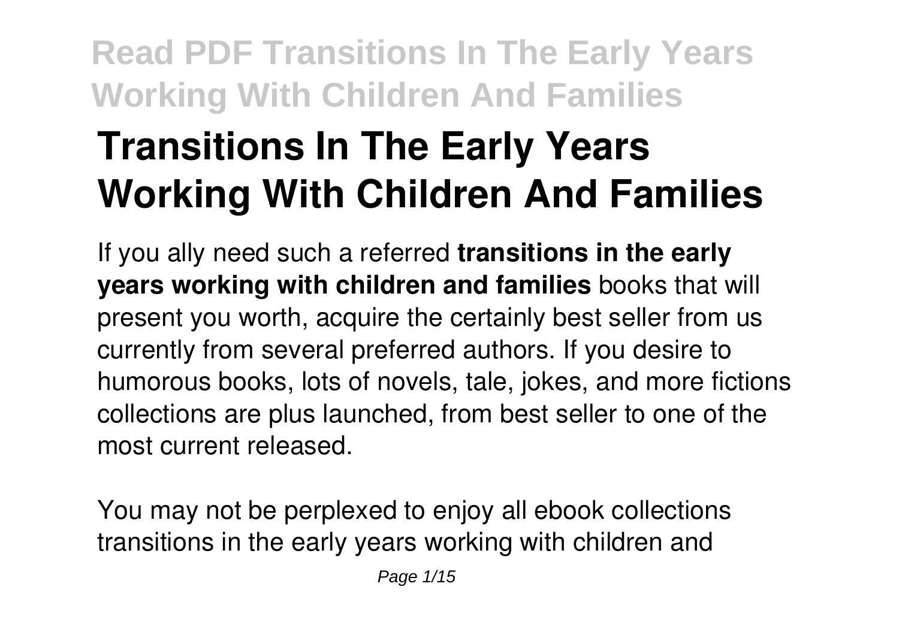# Transitions In The Early Years Working With Children And Families

If you ally need such a referred **transitions in the early years working with children and families** books that will present you worth, acquire the certainly best seller from us currently from several preferred authors. If you desire to humorous books, lots of novels, tale, jokes, and more fictions collections are plus launched, from best seller to one of the most current released.

You may not be perplexed to enjoy all ebook collections transitions in the early years working with children and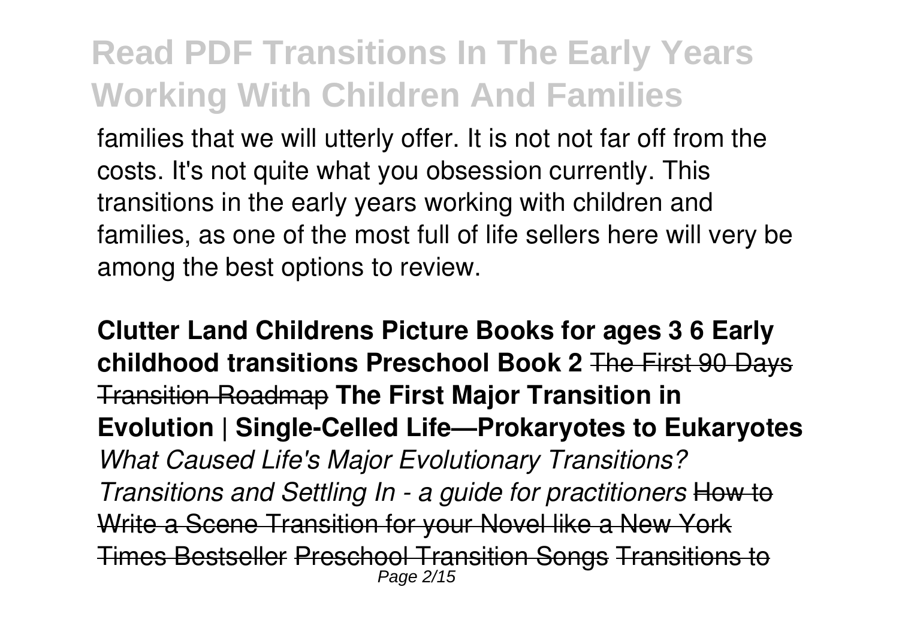families that we will utterly offer. It is not not far off from the costs. It's not quite what you obsession currently. This transitions in the early years working with children and families, as one of the most full of life sellers here will very be among the best options to review.

**Clutter Land Childrens Picture Books for ages 3 6 Early childhood transitions Preschool Book 2** ~~The First 90 Days Transition Roadmap~~ **The First Major Transition in Evolution | Single-Celled Life—Prokaryotes to Eukaryotes** *What Caused Life's Major Evolutionary Transitions? Transitions and Settling In - a guide for practitioners* ~~How to Write a Scene Transition for your Novel like a New York Times Bestseller~~ ~~Preschool Transition Songs~~ ~~Transitions to~~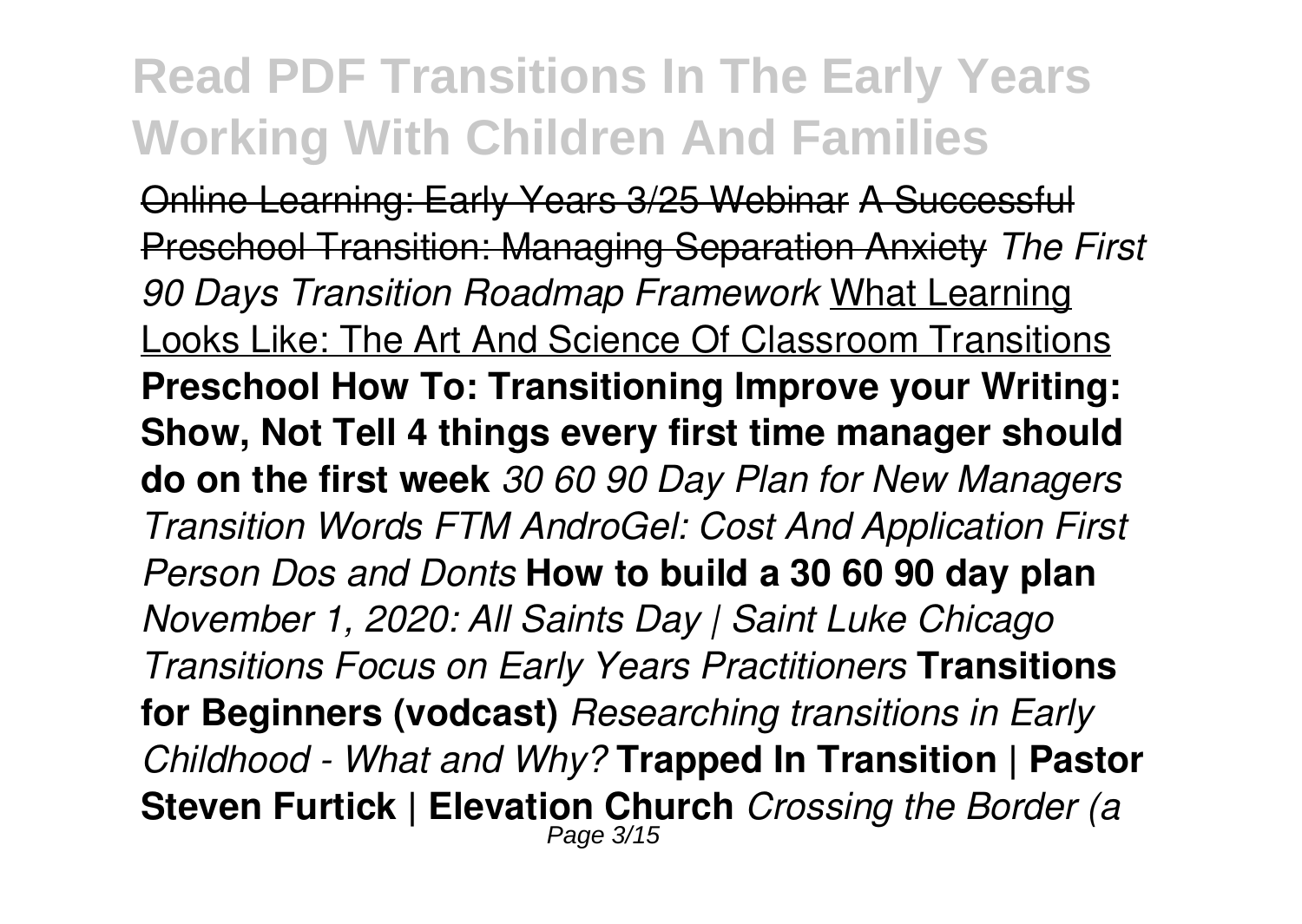Online Learning: Early Years 3/25 Webinar A Successful Preschool Transition: Managing Separation Anxiety *The First 90 Days Transition Roadmap Framework* What Learning Looks Like: The Art And Science Of Classroom Transitions **Preschool How To: Transitioning Improve your Writing: Show, Not Tell 4 things every first time manager should do on the first week** *30 60 90 Day Plan for New Managers Transition Words FTM AndroGel: Cost And Application First Person Dos and Donts* **How to build a 30 60 90 day plan** *November 1, 2020: All Saints Day | Saint Luke Chicago Transitions Focus on Early Years Practitioners* **Transitions for Beginners (vodcast)** *Researching transitions in Early Childhood - What and Why?* **Trapped In Transition | Pastor Steven Furtick | Elevation Church** *Crossing the Border (a*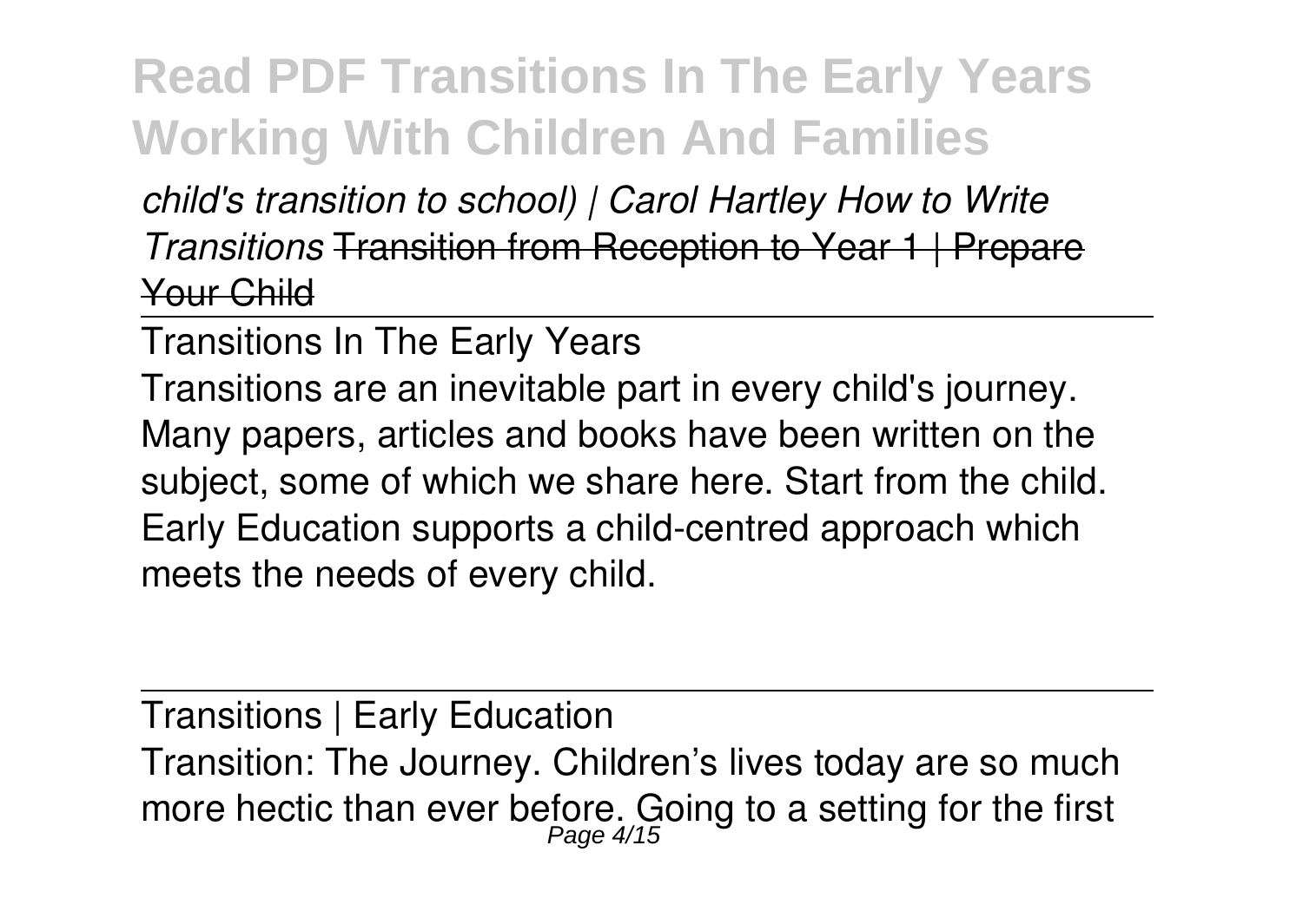*child's transition to school) | Carol Hartley How to Write Transitions* ~~Transition from Reception to Year 1 | Prepare Your Child~~

---

Transitions In The Early Years

Transitions are an inevitable part in every child's journey. Many papers, articles and books have been written on the subject, some of which we share here. Start from the child. Early Education supports a child-centred approach which meets the needs of every child.

---

Transitions | Early Education

Transition: The Journey. Children's lives today are so much more hectic than ever before. Going to a setting for the first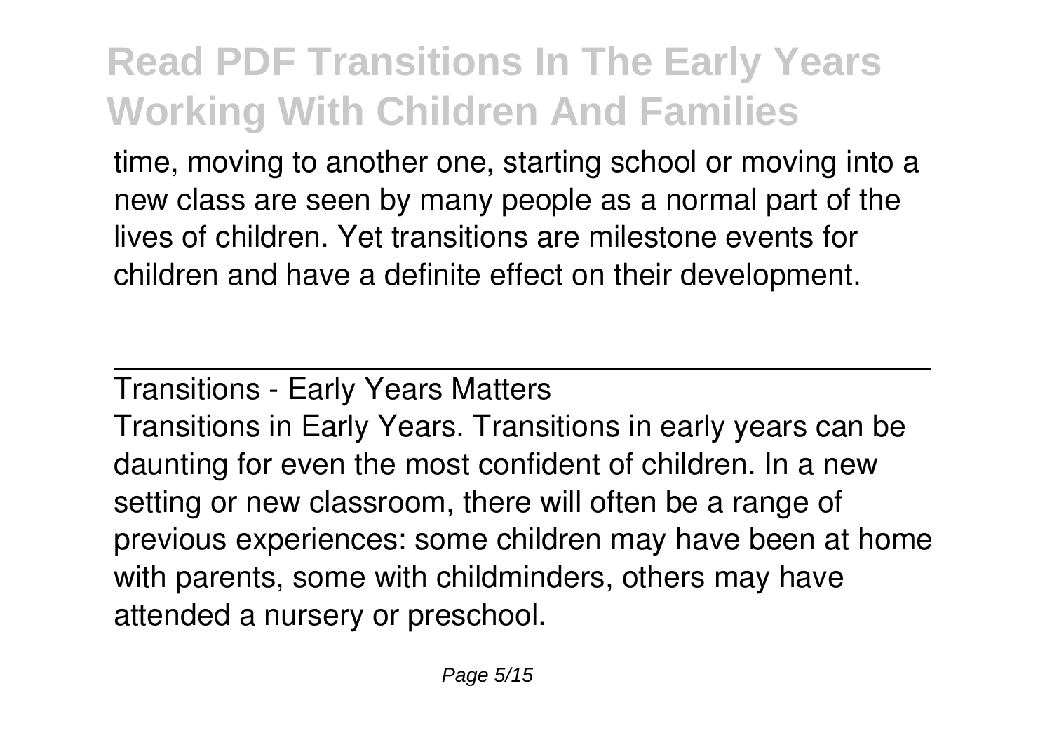time, moving to another one, starting school or moving into a new class are seen by many people as a normal part of the lives of children. Yet transitions are milestone events for children and have a definite effect on their development.

---

Transitions - Early Years Matters

Transitions in Early Years. Transitions in early years can be daunting for even the most confident of children. In a new setting or new classroom, there will often be a range of previous experiences: some children may have been at home with parents, some with childminders, others may have attended a nursery or preschool.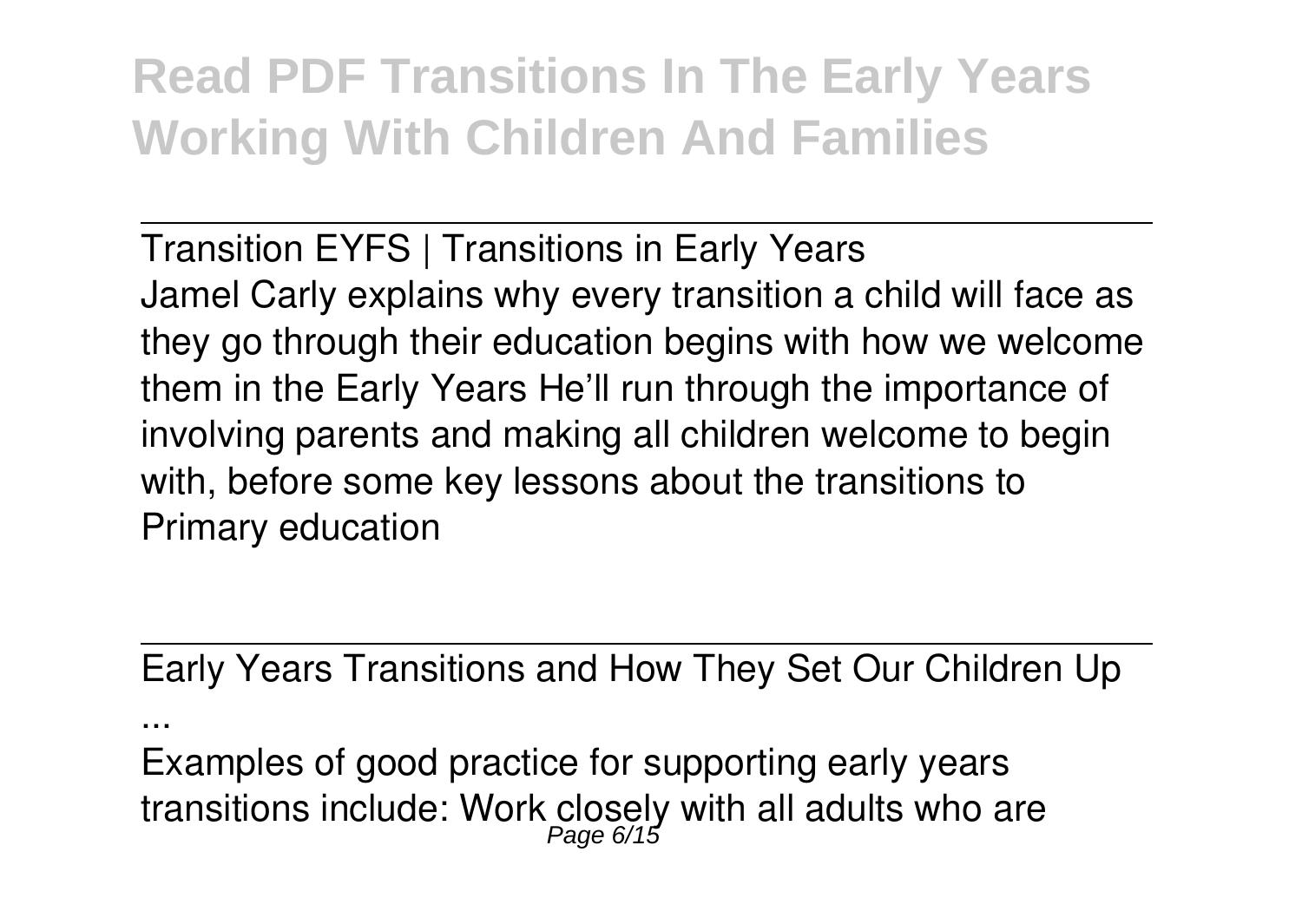Transition EYFS | Transitions in Early Years

Jamel Carly explains why every transition a child will face as they go through their education begins with how we welcome them in the Early Years He'll run through the importance of involving parents and making all children welcome to begin with, before some key lessons about the transitions to Primary education

Early Years Transitions and How They Set Our Children Up ...

Examples of good practice for supporting early years transitions include: Work closely with all adults who are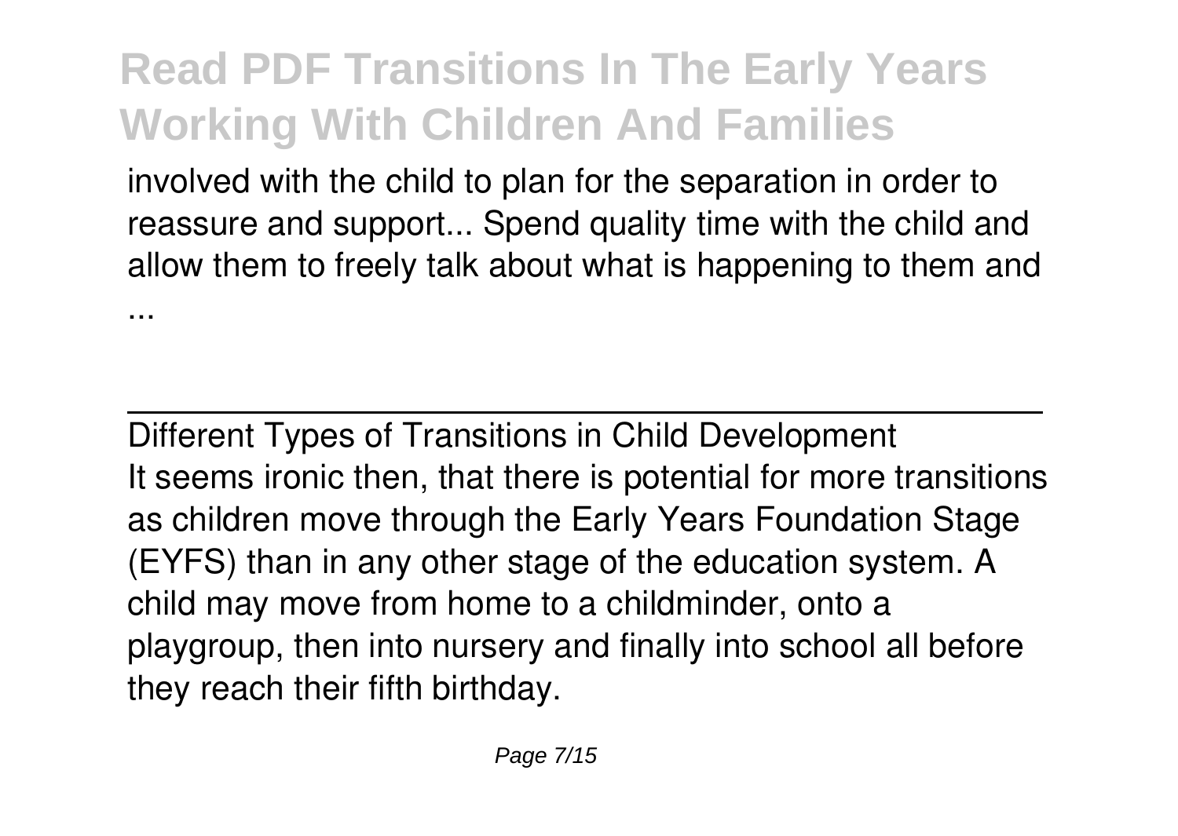involved with the child to plan for the separation in order to reassure and support... Spend quality time with the child and allow them to freely talk about what is happening to them and ...

---

## Different Types of Transitions in Child Development

It seems ironic then, that there is potential for more transitions as children move through the Early Years Foundation Stage (EYFS) than in any other stage of the education system. A child may move from home to a childminder, onto a playgroup, then into nursery and finally into school all before they reach their fifth birthday.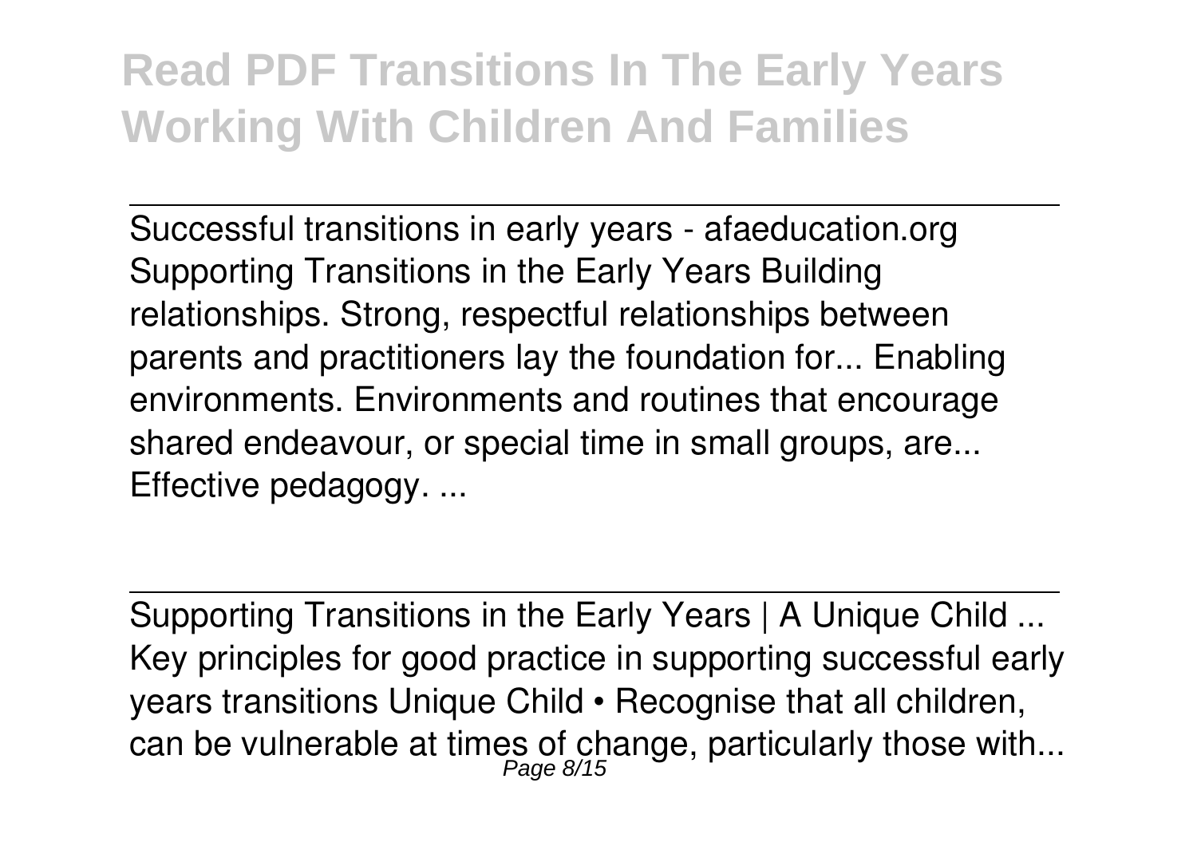Successful transitions in early years - afaeducation.org
Supporting Transitions in the Early Years Building relationships. Strong, respectful relationships between parents and practitioners lay the foundation for... Enabling environments. Environments and routines that encourage shared endeavour, or special time in small groups, are... Effective pedagogy. ...

---

Supporting Transitions in the Early Years | A Unique Child ...
Key principles for good practice in supporting successful early years transitions Unique Child • Recognise that all children, can be vulnerable at times of change, particularly those with...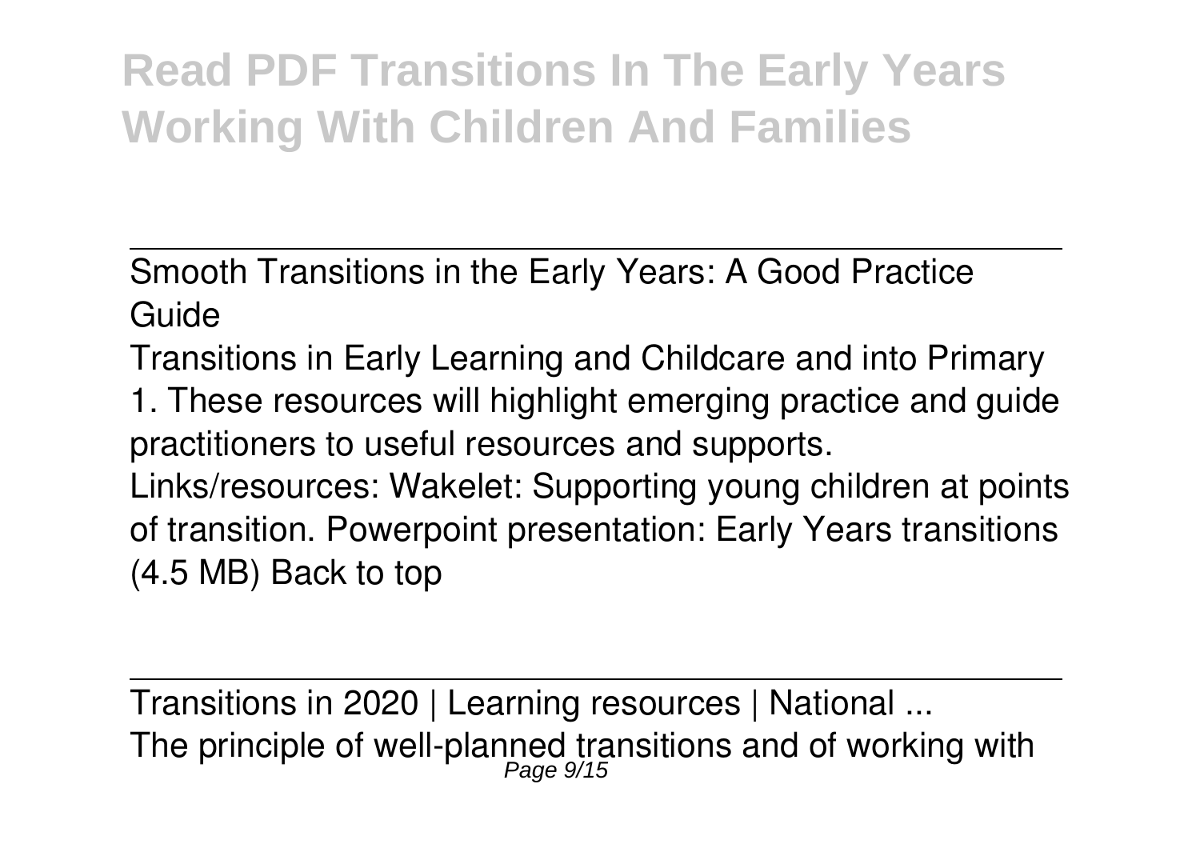Smooth Transitions in the Early Years: A Good Practice Guide

Transitions in Early Learning and Childcare and into Primary 1. These resources will highlight emerging practice and guide practitioners to useful resources and supports.
Links/resources: Wakelet: Supporting young children at points of transition. Powerpoint presentation: Early Years transitions (4.5 MB) Back to top

Transitions in 2020 | Learning resources | National ...

The principle of well-planned transitions and of working with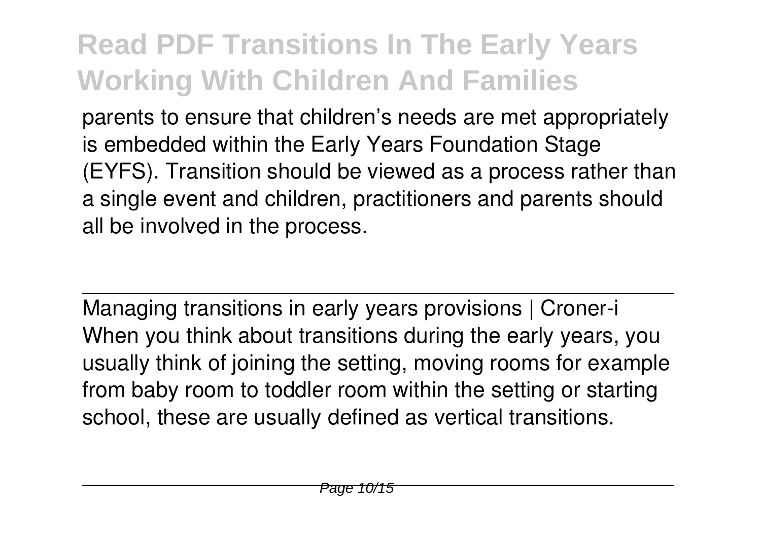parents to ensure that children's needs are met appropriately is embedded within the Early Years Foundation Stage (EYFS). Transition should be viewed as a process rather than a single event and children, practitioners and parents should all be involved in the process.

---

Managing transitions in early years provisions | Croner-i

When you think about transitions during the early years, you usually think of joining the setting, moving rooms for example from baby room to toddler room within the setting or starting school, these are usually defined as vertical transitions.

---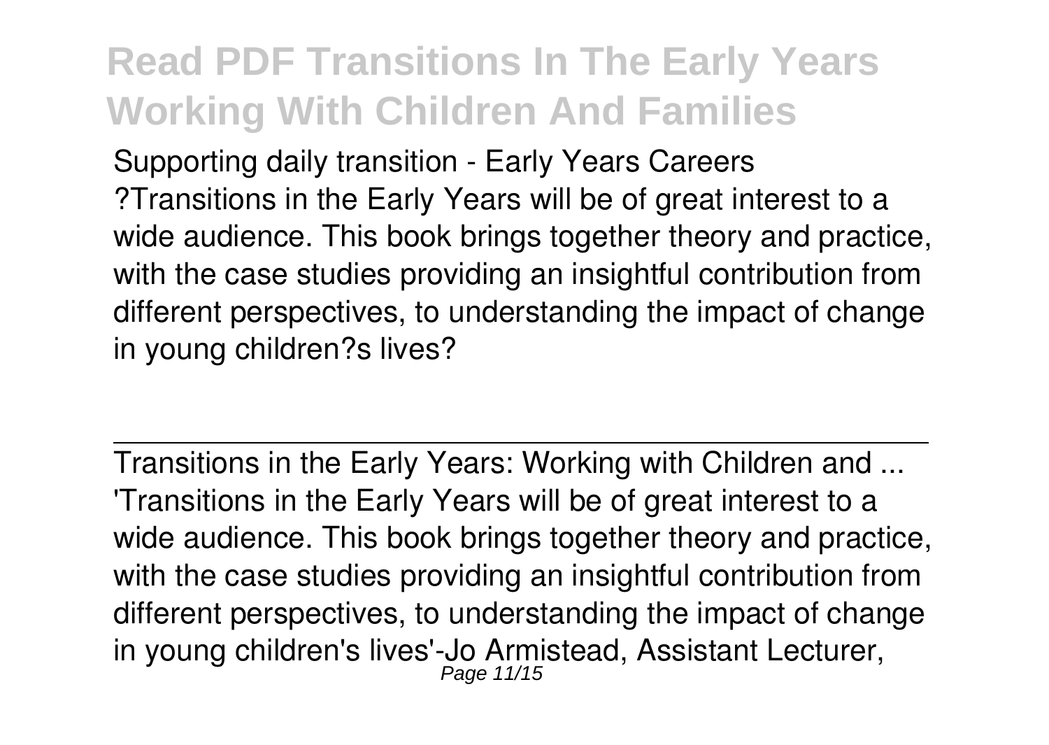Supporting daily transition - Early Years Careers
?Transitions in the Early Years will be of great interest to a wide audience. This book brings together theory and practice, with the case studies providing an insightful contribution from different perspectives, to understanding the impact of change in young children?s lives?

---

Transitions in the Early Years: Working with Children and ...
'Transitions in the Early Years will be of great interest to a wide audience. This book brings together theory and practice, with the case studies providing an insightful contribution from different perspectives, to understanding the impact of change in young children's lives'-Jo Armistead, Assistant Lecturer,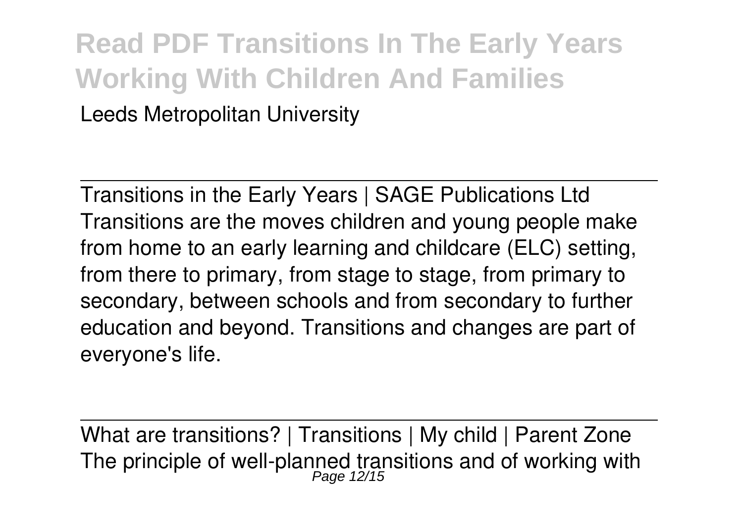Leeds Metropolitan University

Transitions in the Early Years | SAGE Publications Ltd

Transitions are the moves children and young people make from home to an early learning and childcare (ELC) setting, from there to primary, from stage to stage, from primary to secondary, between schools and from secondary to further education and beyond. Transitions and changes are part of everyone's life.

What are transitions? | Transitions | My child | Parent Zone

The principle of well-planned transitions and of working with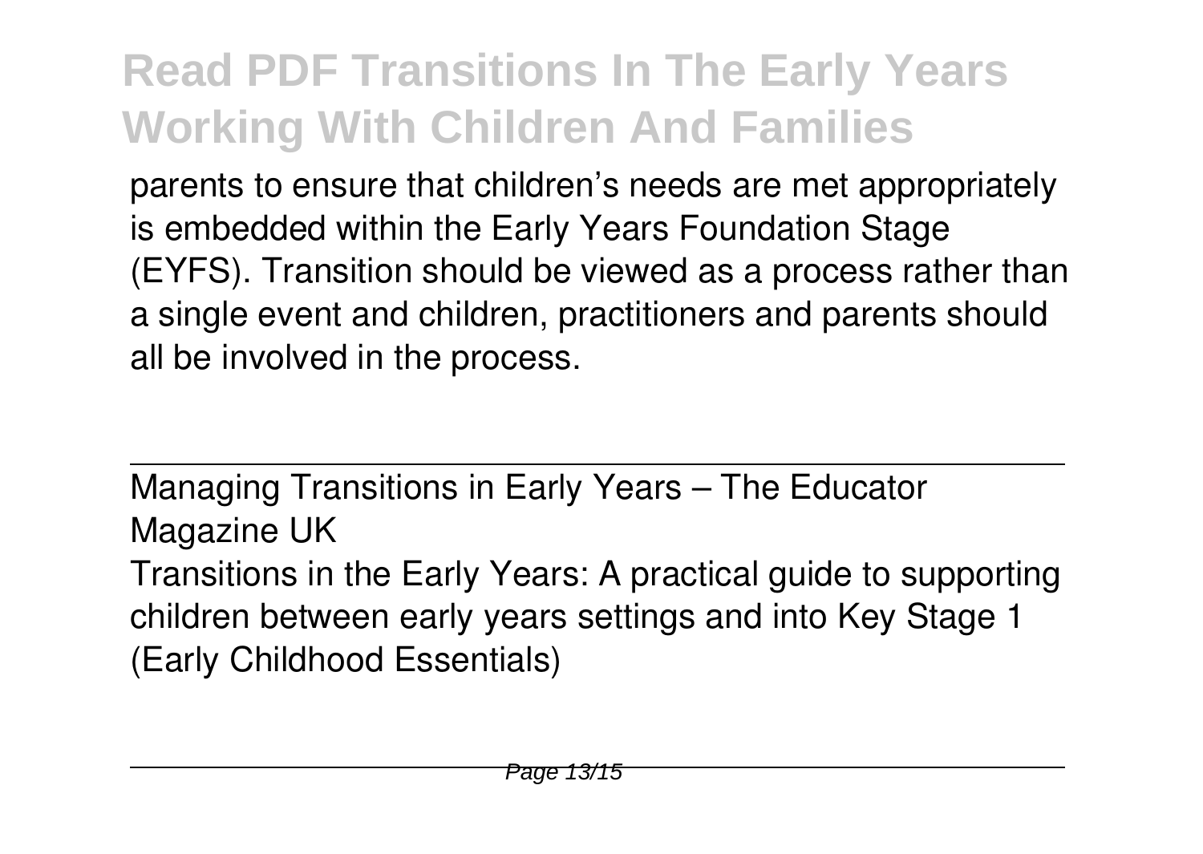parents to ensure that children's needs are met appropriately is embedded within the Early Years Foundation Stage (EYFS). Transition should be viewed as a process rather than a single event and children, practitioners and parents should all be involved in the process.

Managing Transitions in Early Years – The Educator Magazine UK

Transitions in the Early Years: A practical guide to supporting children between early years settings and into Key Stage 1 (Early Childhood Essentials)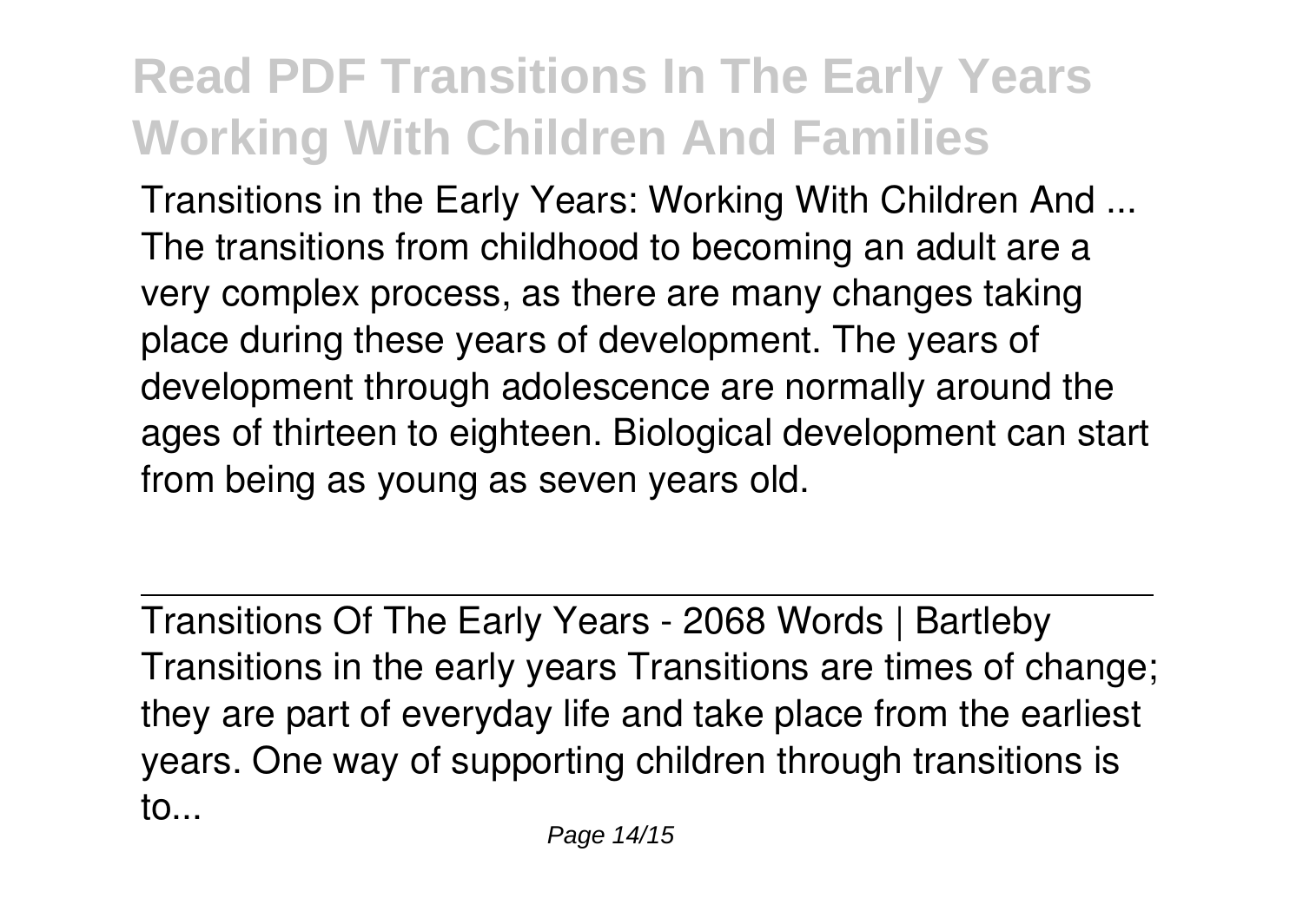Transitions in the Early Years: Working With Children And ...
The transitions from childhood to becoming an adult are a very complex process, as there are many changes taking place during these years of development. The years of development through adolescence are normally around the ages of thirteen to eighteen. Biological development can start from being as young as seven years old.

Transitions Of The Early Years - 2068 Words | Bartleby
Transitions in the early years Transitions are times of change; they are part of everyday life and take place from the earliest years. One way of supporting children through transitions is to...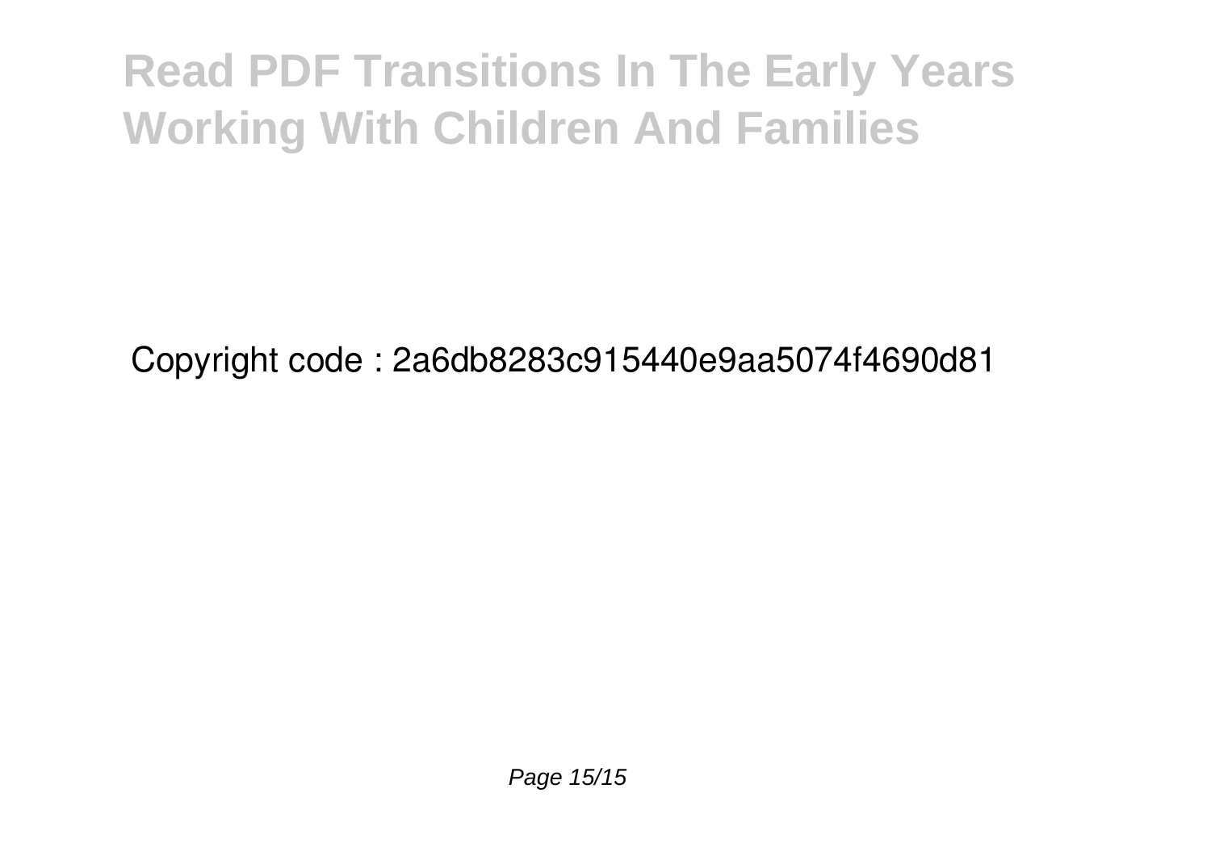Copyright code : 2a6db8283c915440e9aa5074f4690d81